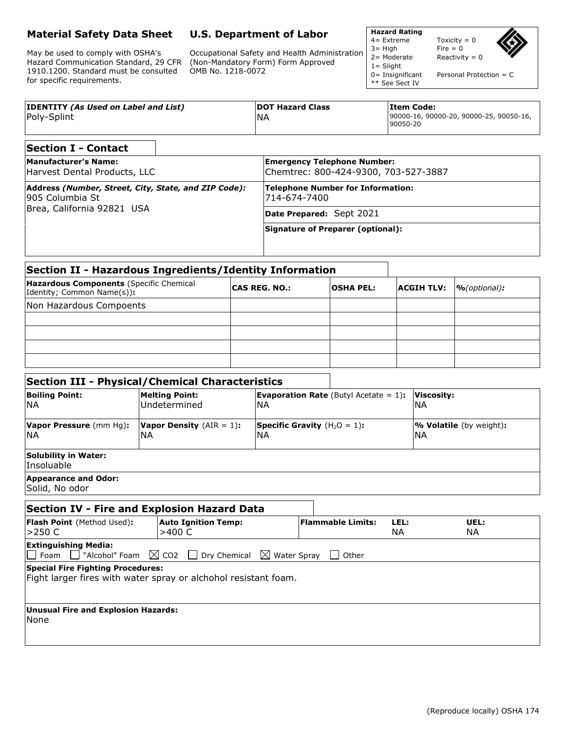# Material Safety Data Sheet

May be used to comply with OSHA's Hazard Communication Standard, 29 CFR 1910.1200. Standard must be consulted for specific requirements.

# U.S. Department of Labor

Occupational Safety and Health Administration (Non-Mandatory Form) Form Approved OMB No. 1218-0072

| Hazard Rating | |
|---|---|
| 4= Extreme | Toxicity = 0 |
| 3= High | Fire = 0 |
| 2= Moderate | Reactivity = 0 |
| 1= Slight | |
| 0= Insignificant | Personal Protection = C |
| ** See Sect IV | |

| IDENTITY *(As Used on Label and List)* | DOT Hazard Class | Item Code: |
|---|---|---|
| Poly-Splint | NA | 90000-16, 90000-20, 90000-25, 90050-16, 90050-20 |

## Section I - Contact

| | |
|---|---|
| **Manufacturer's Name:** Harvest Dental Products, LLC | **Emergency Telephone Number:** Chemtrec: 800-424-9300, 703-527-3887 |
| **Address *(Number, Street, City, State, and ZIP Code):*** 905 Columbia St Brea, California 92821 USA | **Telephone Number for Information:** 714-674-7400 |
| | **Date Prepared:** Sept 2021 |
| | **Signature of Preparer (optional):** |

## Section II - Hazardous Ingredients/Identity Information

| Hazardous Components (Specific Chemical Identity; Common Name(s)): | CAS REG. NO.: | OSHA PEL: | ACGIH TLV: | %*(optional):* |
|---|---|---|---|---|
| Non Hazardous Compoents | | | | |
| | | | | |
| | | | | |
| | | | | |
| | | | | |

## Section III - Physical/Chemical Characteristics

| Boiling Point: | Melting Point: | Evaporation Rate (Butyl Acetate = 1): | Viscosity: |
|---|---|---|---|
| NA | Undetermined | NA | NA |
| **Vapor Pressure** (mm Hg): | **Vapor Density** (AIR = 1): | **Specific Gravity** ($H_2O$ = 1): | **% Volatile** (by weight): |
| NA | NA | NA | NA |

**Solubility in Water:**
Insoluable

**Appearance and Odor:**
Solid, No odor

## Section IV - Fire and Explosion Hazard Data

| Flash Point (Method Used): | Auto Ignition Temp: | Flammable Limits: | LEL: | UEL: |
|---|---|---|---|---|
| >250 C | >400 C | | NA | NA |

**Extinguishing Media:**
☐ Foam ☐ "Alcohol" Foam ☒ CO2 ☐ Dry Chemical ☒ Water Spray ☐ Other

**Special Fire Fighting Procedures:**
Fight larger fires with water spray or alchohol resistant foam.

**Unusual Fire and Explosion Hazards:**
None

(Reproduce locally) OSHA 174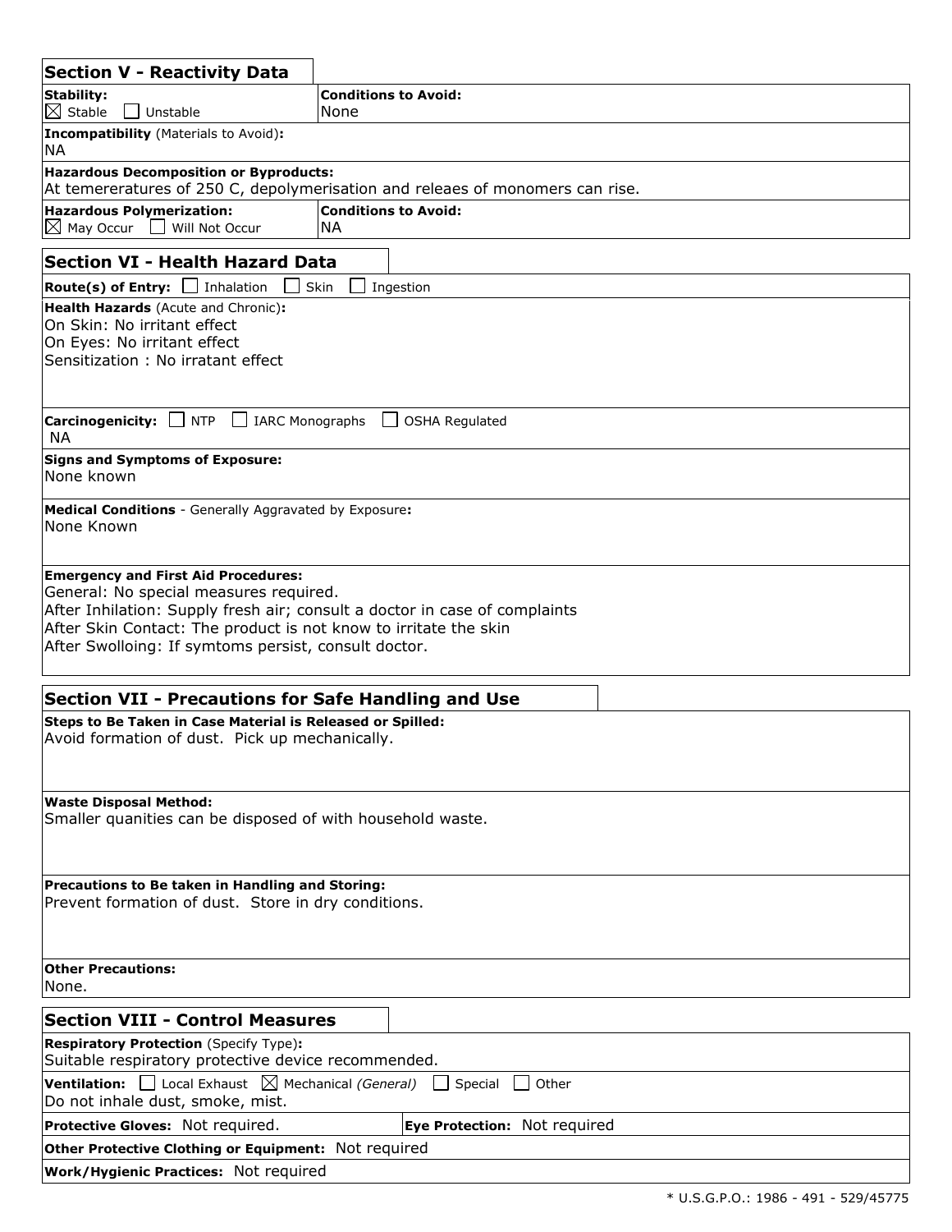## Section V - Reactivity Data

| **Stability:** ☒ Stable ☐ Unstable | **Conditions to Avoid:** None |
|---|---|
| **Incompatibility** (Materials to Avoid)**:** NA | |
| **Hazardous Decomposition or Byproducts:** At temereratures of 250 C, depolymerisation and releaes of monomers can rise. | |
| **Hazardous Polymerization:** ☒ May Occur ☐ Will Not Occur | **Conditions to Avoid:** NA |

## Section VI - Health Hazard Data

**Route(s) of Entry:** ☐ Inhalation ☐ Skin ☐ Ingestion

**Health Hazards** (Acute and Chronic)**:**
On Skin: No irritant effect
On Eyes: No irritant effect
Sensitization : No irratant effect

**Carcinogenicity:** ☐ NTP ☐ IARC Monographs ☐ OSHA Regulated
NA

**Signs and Symptoms of Exposure:**
None known

**Medical Conditions** - Generally Aggravated by Exposure**:**
None Known

**Emergency and First Aid Procedures:**
General: No special measures required.
After Inhilation: Supply fresh air; consult a doctor in case of complaints
After Skin Contact: The product is not know to irritate the skin
After Swolloing: If symtoms persist, consult doctor.

## Section VII - Precautions for Safe Handling and Use

**Steps to Be Taken in Case Material is Released or Spilled:**
Avoid formation of dust. Pick up mechanically.

**Waste Disposal Method:**
Smaller quanities can be disposed of with household waste.

**Precautions to Be taken in Handling and Storing:**
Prevent formation of dust. Store in dry conditions.

**Other Precautions:**
None.

## Section VIII - Control Measures

**Respiratory Protection** (Specify Type)**:**
Suitable respiratory protective device recommended.

**Ventilation:** ☐ Local Exhaust ☒ Mechanical *(General)* ☐ Special ☐ Other
Do not inhale dust, smoke, mist.

| **Protective Gloves:** Not required. | **Eye Protection:** Not required |
|---|---|

**Other Protective Clothing or Equipment:** Not required

**Work/Hygienic Practices:** Not required

* U.S.G.P.O.: 1986 - 491 - 529/45775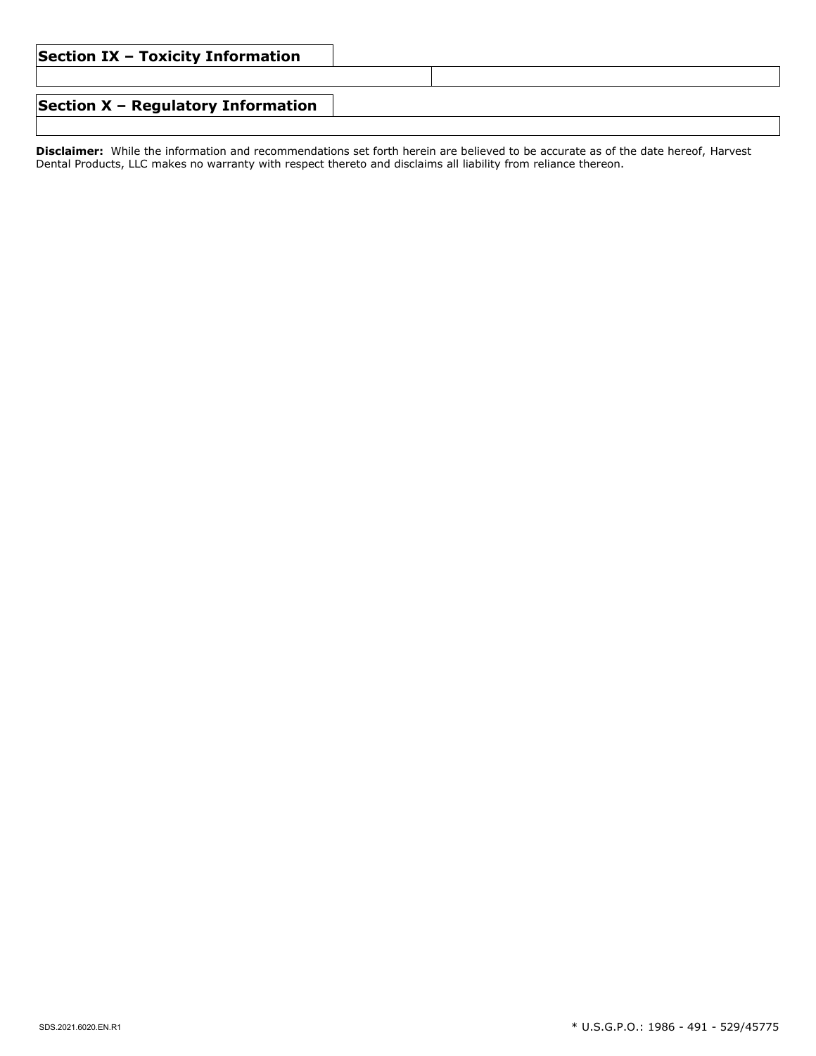## Section IX – Toxicity Information

| | |
|---|---|
| | |

## Section X – Regulatory Information

**Disclaimer:** While the information and recommendations set forth herein are believed to be accurate as of the date hereof, Harvest Dental Products, LLC makes no warranty with respect thereto and disclaims all liability from reliance thereon.

SDS.2021.6020.EN.R1

* U.S.G.P.O.: 1986 - 491 - 529/45775